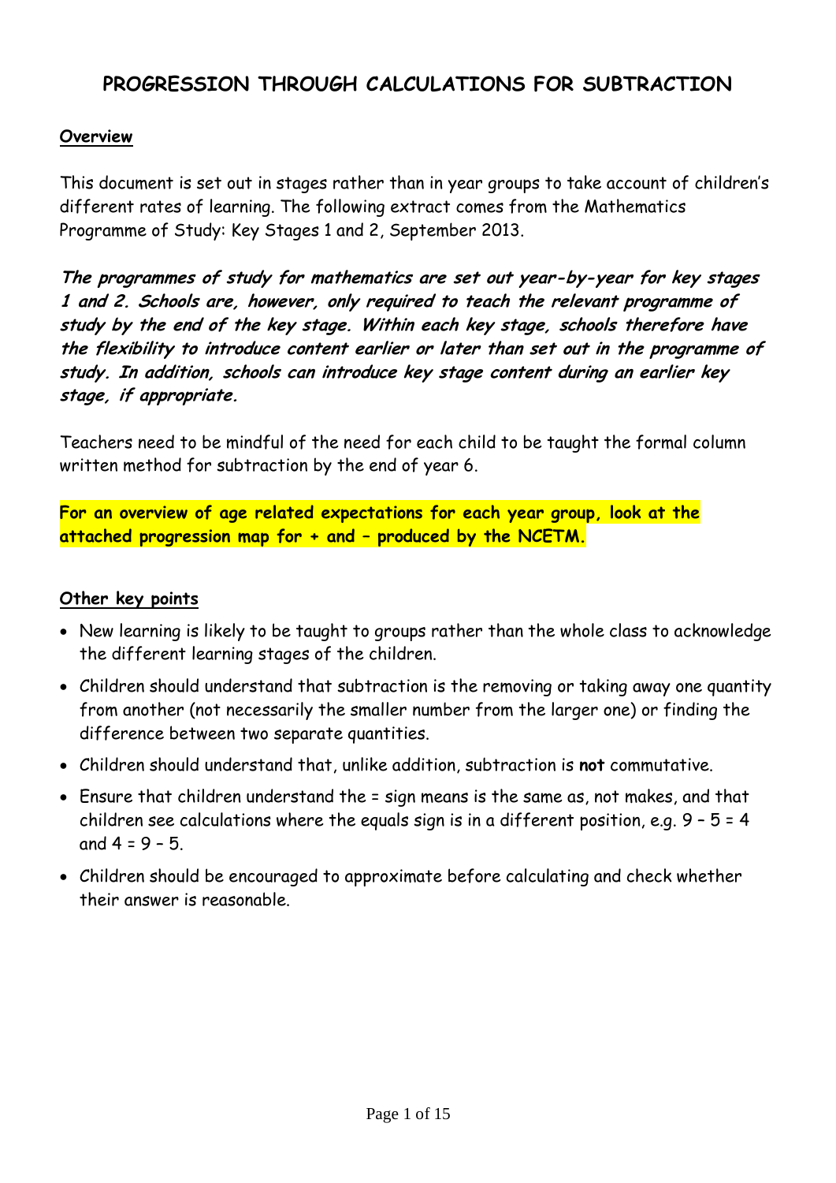# PROGRESSION THROUGH CALCULATIONS FOR SUBTRACTION

## Overview

This document is set out in stages rather than in year groups to take account of children's different rates of learning. The following extract comes from the Mathematics Programme of Study: Key Stages 1 and 2, September 2013.

***The programmes of study for mathematics are set out year-by-year for key stages 1 and 2. Schools are, however, only required to teach the relevant programme of study by the end of the key stage. Within each key stage, schools therefore have the flexibility to introduce content earlier or later than set out in the programme of study. In addition, schools can introduce key stage content during an earlier key stage, if appropriate.***

Teachers need to be mindful of the need for each child to be taught the formal column written method for subtraction by the end of year 6.

**For an overview of age related expectations for each year group, look at the attached progression map for + and – produced by the NCETM.**

## Other key points

- New learning is likely to be taught to groups rather than the whole class to acknowledge the different learning stages of the children.
- Children should understand that subtraction is the removing or taking away one quantity from another (not necessarily the smaller number from the larger one) or finding the difference between two separate quantities.
- Children should understand that, unlike addition, subtraction is **not** commutative.
- Ensure that children understand the = sign means is the same as, not makes, and that children see calculations where the equals sign is in a different position, e.g. $9 - 5 = 4$ and $4 = 9 - 5$.
- Children should be encouraged to approximate before calculating and check whether their answer is reasonable.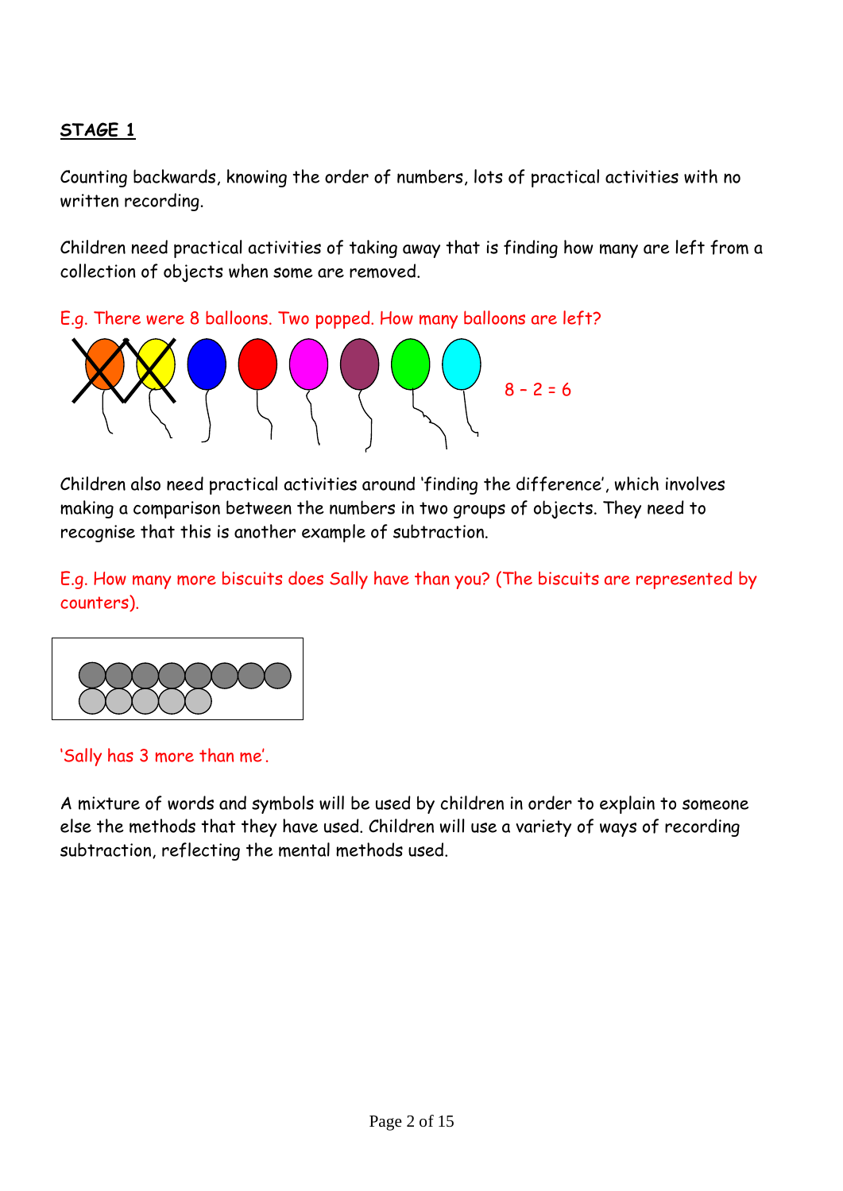**STAGE 1**

Counting backwards, knowing the order of numbers, lots of practical activities with no written recording.

Children need practical activities of taking away that is finding how many are left from a collection of objects when some are removed.

E.g. There were 8 balloons. Two popped. How many balloons are left?

$8 - 2 = 6$

Children also need practical activities around 'finding the difference', which involves making a comparison between the numbers in two groups of objects. They need to recognise that this is another example of subtraction.

E.g. How many more biscuits does Sally have than you? (The biscuits are represented by counters).

'Sally has 3 more than me'.

A mixture of words and symbols will be used by children in order to explain to someone else the methods that they have used. Children will use a variety of ways of recording subtraction, reflecting the mental methods used.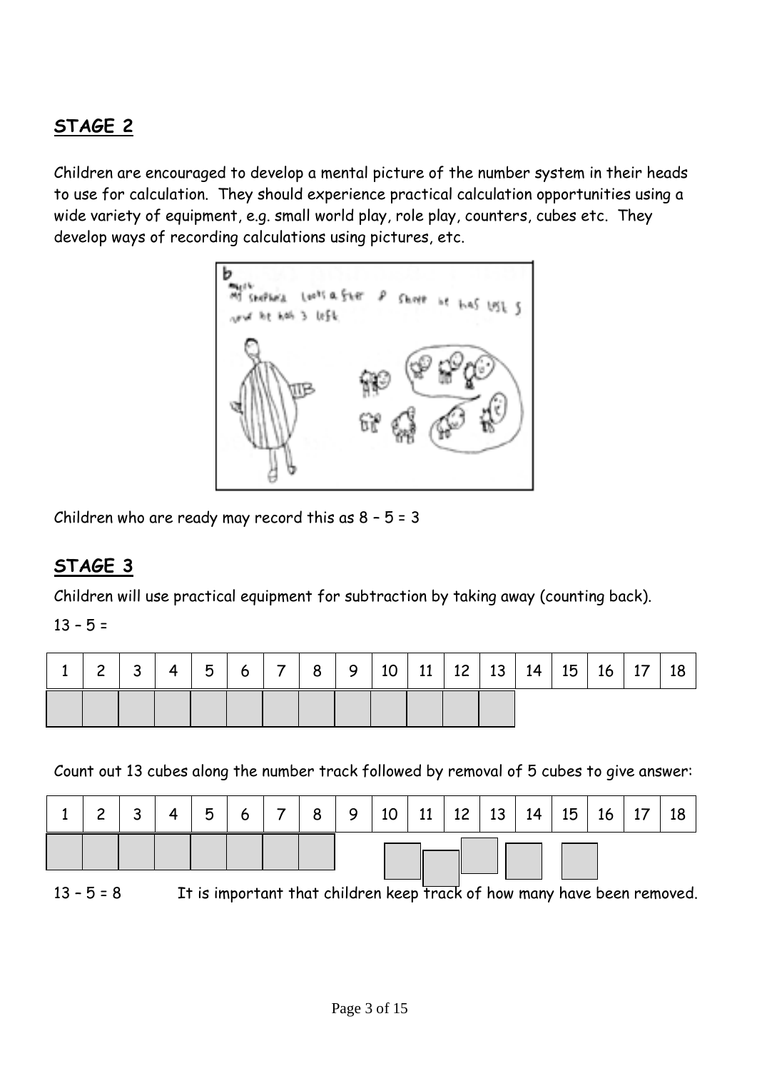## STAGE 2

Children are encouraged to develop a mental picture of the number system in their heads to use for calculation. They should experience practical calculation opportunities using a wide variety of equipment, e.g. small world play, role play, counters, cubes etc. They develop ways of recording calculations using pictures, etc.

Children who are ready may record this as 8 – 5 = 3

## STAGE 3

Children will use practical equipment for subtraction by taking away (counting back).

13 – 5 =

| 1 | 2 | 3 | 4 | 5 | 6 | 7 | 8 | 9 | 10 | 11 | 12 | 13 | 14 | 15 | 16 | 17 | 18 |
|---|---|---|---|---|---|---|---|---|---|---|---|---|---|---|---|---|---|
| ■ | ■ | ■ | ■ | ■ | ■ | ■ | ■ | ■ | ■ | ■ | ■ | ■ | | | | | |

Count out 13 cubes along the number track followed by removal of 5 cubes to give answer:

| 1 | 2 | 3 | 4 | 5 | 6 | 7 | 8 | 9 | 10 | 11 | 12 | 13 | 14 | 15 | 16 | 17 | 18 |
|---|---|---|---|---|---|---|---|---|---|---|---|---|---|---|---|---|---|
| ■ | ■ | ■ | ■ | ■ | ■ | ■ | ■ | | | | | | | | | | |

13 – 5 = 8 It is important that children keep track of how many have been removed.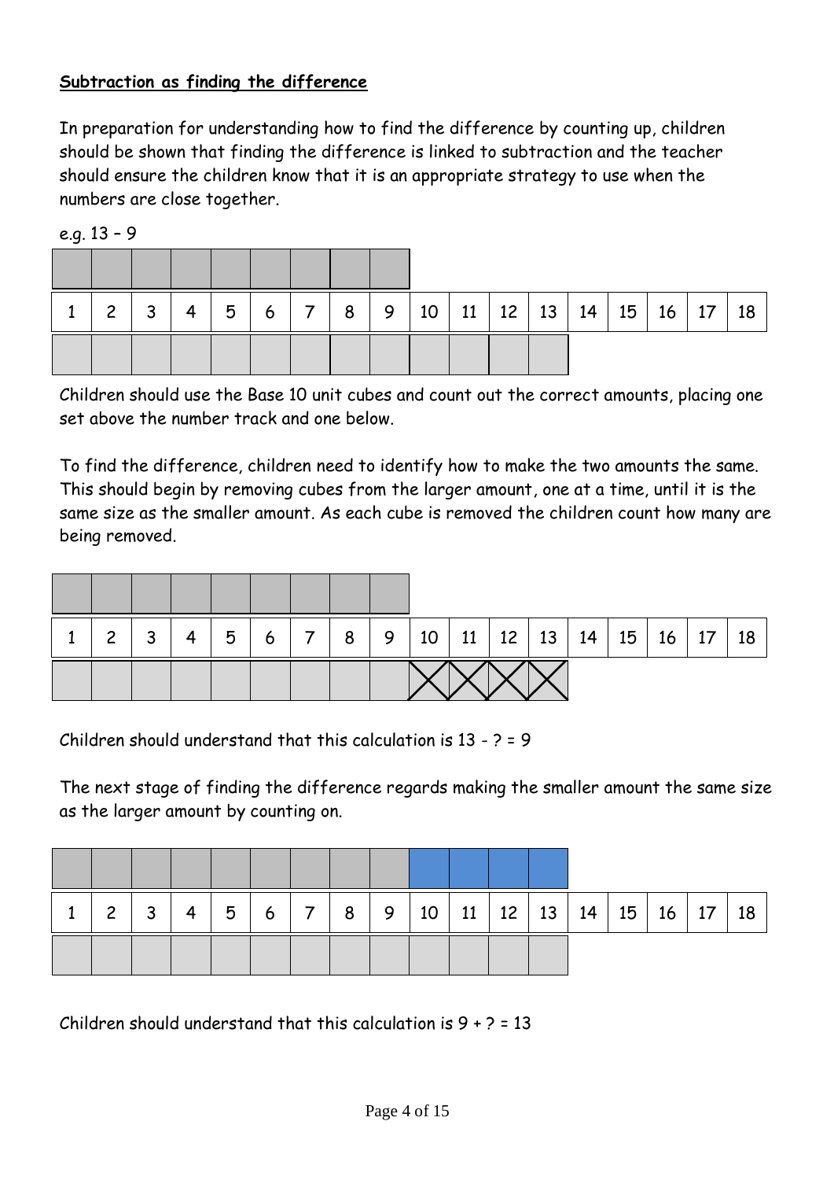**Subtraction as finding the difference**

In preparation for understanding how to find the difference by counting up, children should be shown that finding the difference is linked to subtraction and the teacher should ensure the children know that it is an appropriate strategy to use when the numbers are close together.

e.g. 13 – 9

| 1 | 2 | 3 | 4 | 5 | 6 | 7 | 8 | 9 | 10 | 11 | 12 | 13 | 14 | 15 | 16 | 17 | 18 |
|---|---|---|---|---|---|---|---|---|---|---|---|---|---|---|---|---|---|

Children should use the Base 10 unit cubes and count out the correct amounts, placing one set above the number track and one below.

To find the difference, children need to identify how to make the two amounts the same. This should begin by removing cubes from the larger amount, one at a time, until it is the same size as the smaller amount. As each cube is removed the children count how many are being removed.

| 1 | 2 | 3 | 4 | 5 | 6 | 7 | 8 | 9 | 10 | 11 | 12 | 13 | 14 | 15 | 16 | 17 | 18 |
|---|---|---|---|---|---|---|---|---|---|---|---|---|---|---|---|---|---|

Children should understand that this calculation is 13 - ? = 9

The next stage of finding the difference regards making the smaller amount the same size as the larger amount by counting on.

| 1 | 2 | 3 | 4 | 5 | 6 | 7 | 8 | 9 | 10 | 11 | 12 | 13 | 14 | 15 | 16 | 17 | 18 |
|---|---|---|---|---|---|---|---|---|---|---|---|---|---|---|---|---|---|

Children should understand that this calculation is 9 + ? = 13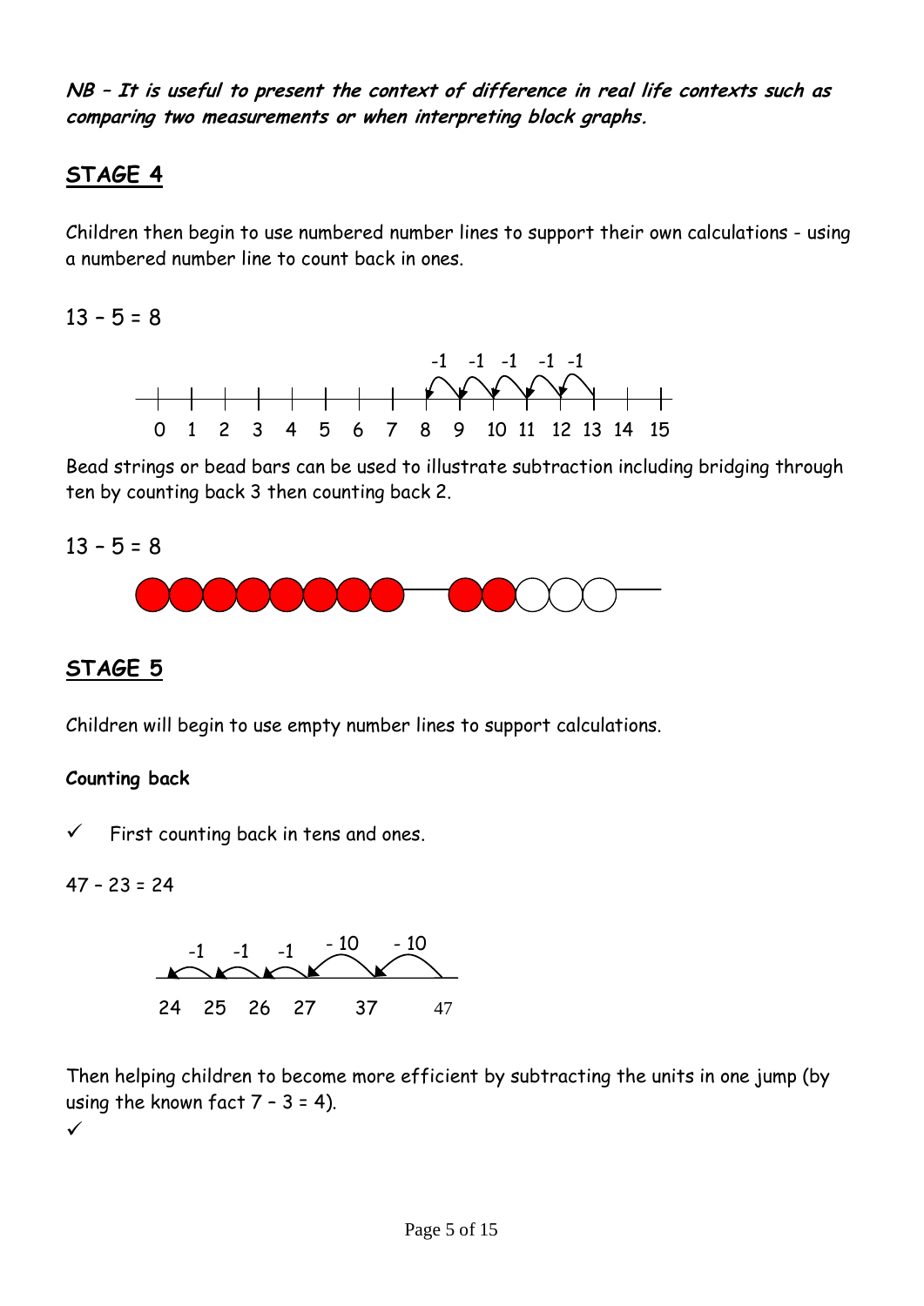***NB – It is useful to present the context of difference in real life contexts such as comparing two measurements or when interpreting block graphs.***

## STAGE 4

Children then begin to use numbered number lines to support their own calculations - using a numbered number line to count back in ones.

13 – 5 = 8

-1 -1 -1 -1 -1

0 1 2 3 4 5 6 7 8 9 10 11 12 13 14 15

Bead strings or bead bars can be used to illustrate subtraction including bridging through ten by counting back 3 then counting back 2.

13 – 5 = 8

## STAGE 5

Children will begin to use empty number lines to support calculations.

**Counting back**

- ✓ First counting back in tens and ones.

47 – 23 = 24

-1 -1 -1 - 10 - 10

24 25 26 27 37 47

Then helping children to become more efficient by subtracting the units in one jump (by using the known fact 7 – 3 = 4).

✓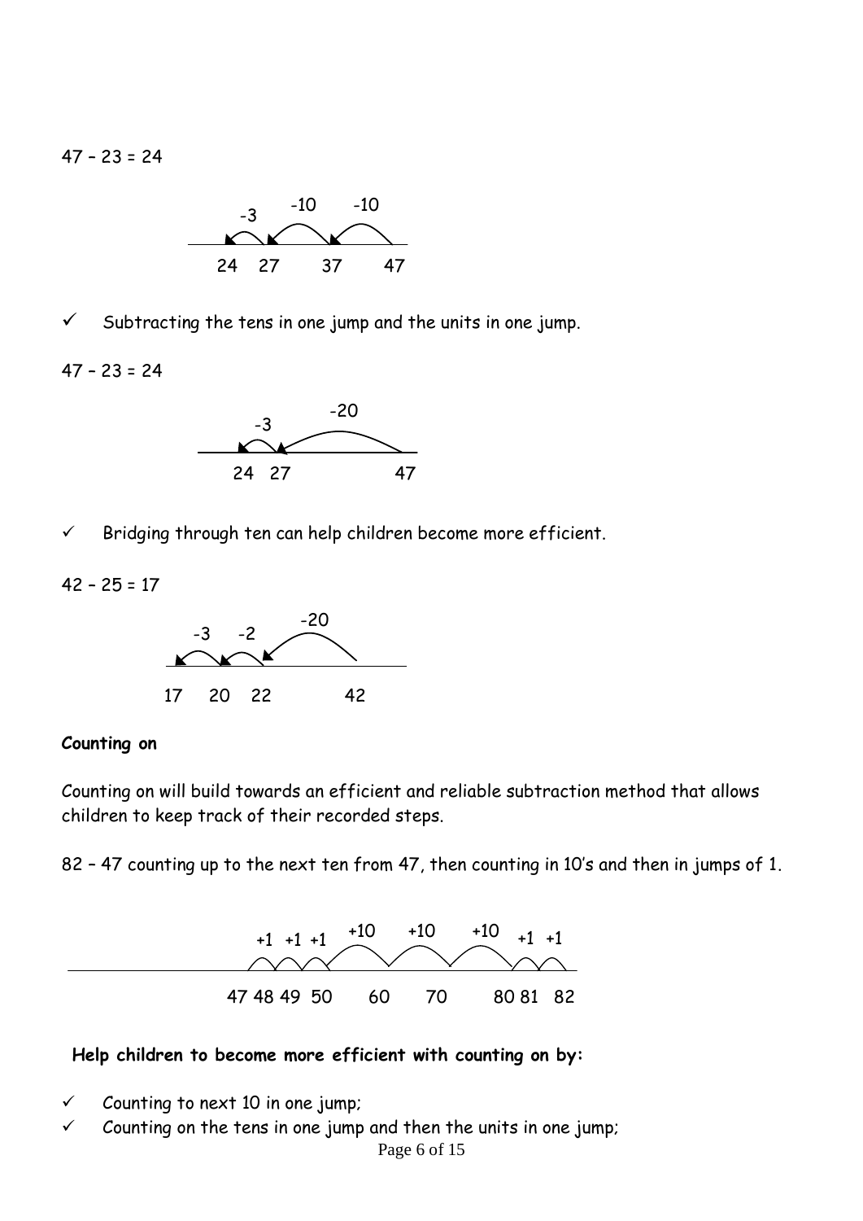47 – 23 = 24

-3   -10   -10

24   27   37   47

- ✓ Subtracting the tens in one jump and the units in one jump.

47 – 23 = 24

-3   -20

24   27   47

- ✓ Bridging through ten can help children become more efficient.

42 – 25 = 17

-3   -2   -20

17   20   22   42

**Counting on**

Counting on will build towards an efficient and reliable subtraction method that allows children to keep track of their recorded steps.

82 – 47 counting up to the next ten from 47, then counting in 10's and then in jumps of 1.

+1 +1 +1   +10   +10   +10   +1 +1

47 48 49 50   60   70   80 81   82

**Help children to become more efficient with counting on by:**

- ✓ Counting to next 10 in one jump;
- ✓ Counting on the tens in one jump and then the units in one jump;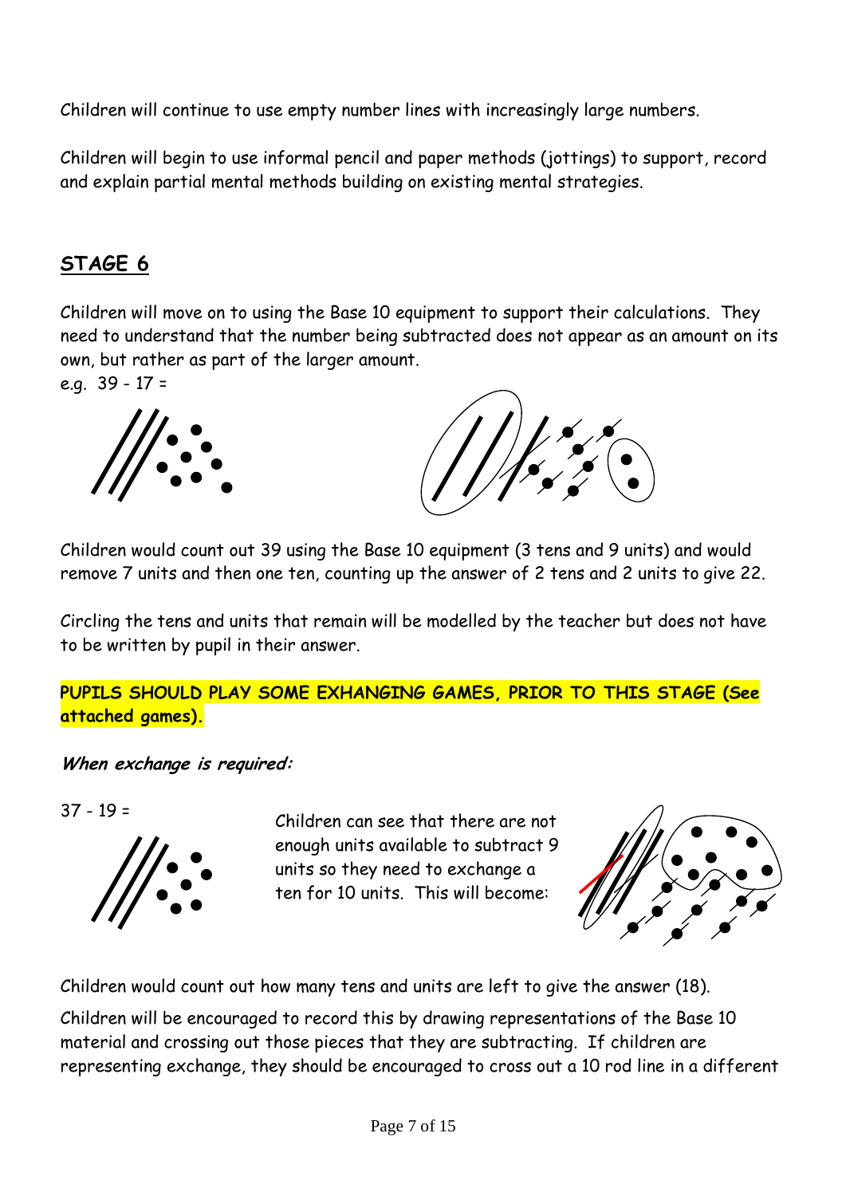Children will continue to use empty number lines with increasingly large numbers.

Children will begin to use informal pencil and paper methods (jottings) to support, record and explain partial mental methods building on existing mental strategies.

## STAGE 6

Children will move on to using the Base 10 equipment to support their calculations. They need to understand that the number being subtracted does not appear as an amount on its own, but rather as part of the larger amount.

e.g. 39 - 17 =

Children would count out 39 using the Base 10 equipment (3 tens and 9 units) and would remove 7 units and then one ten, counting up the answer of 2 tens and 2 units to give 22.

Circling the tens and units that remain will be modelled by the teacher but does not have to be written by pupil in their answer.

**PUPILS SHOULD PLAY SOME EXHANGING GAMES, PRIOR TO THIS STAGE (See attached games).**

***When exchange is required:***

37 - 19 =

Children can see that there are not enough units available to subtract 9 units so they need to exchange a ten for 10 units. This will become:

Children would count out how many tens and units are left to give the answer (18).

Children will be encouraged to record this by drawing representations of the Base 10 material and crossing out those pieces that they are subtracting. If children are representing exchange, they should be encouraged to cross out a 10 rod line in a different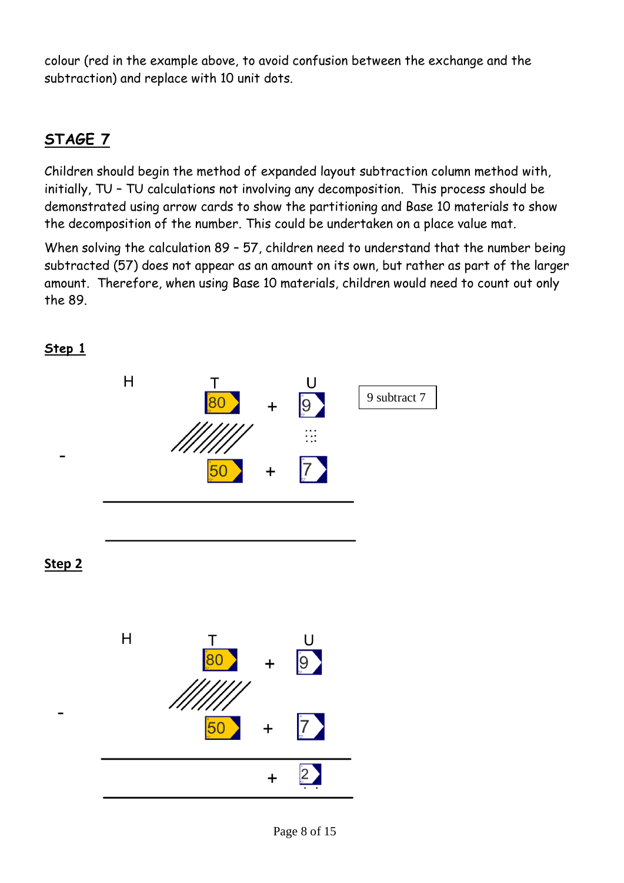colour (red in the example above, to avoid confusion between the exchange and the subtraction) and replace with 10 unit dots.

## STAGE 7

Children should begin the method of expanded layout subtraction column method with, initially, TU – TU calculations not involving any decomposition. This process should be demonstrated using arrow cards to show the partitioning and Base 10 materials to show the decomposition of the number. This could be undertaken on a place value mat.

When solving the calculation 89 – 57, children need to understand that the number being subtracted (57) does not appear as an amount on its own, but rather as part of the larger amount. Therefore, when using Base 10 materials, children would need to count out only the 89.

**Step 1**

| | H | T | | U |
|---|---|---|---|---|
| | | 80 | + | 9 |
| - | | 50 | + | 7 |

9 subtract 7

**Step 2**

| | H | T | | U |
|---|---|---|---|---|
| | | 80 | + | 9 |
| - | | 50 | + | 7 |
| | | | + | 2 |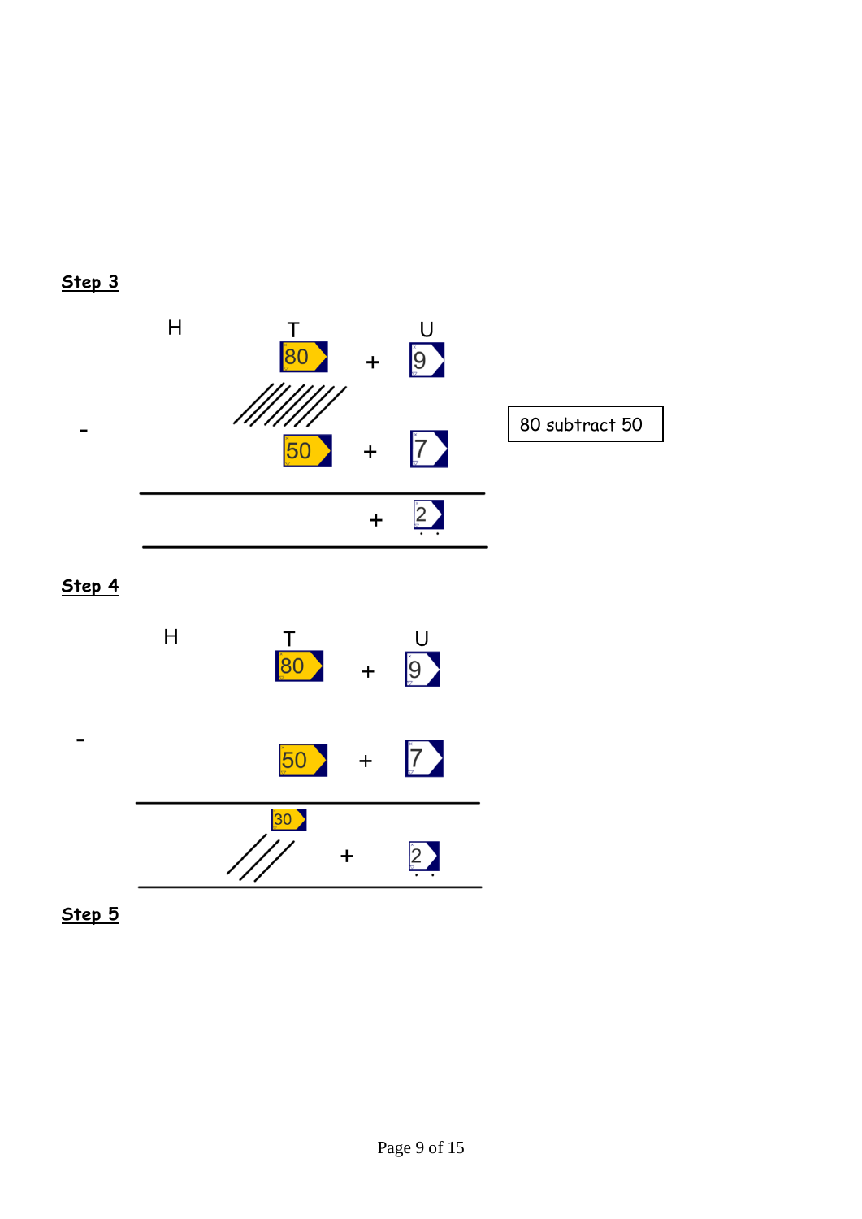**Step 3**

| | H | T | | U |
|---|---|---|---|---|
| | | 80 | + | 9 |
| - | | 50 | + | 7 |
| | | | + | 2 |

80 subtract 50

**Step 4**

| | H | T | | U |
|---|---|---|---|---|
| | | 80 | + | 9 |
| - | | 50 | + | 7 |
| | | 30 | + | 2 |

**Step 5**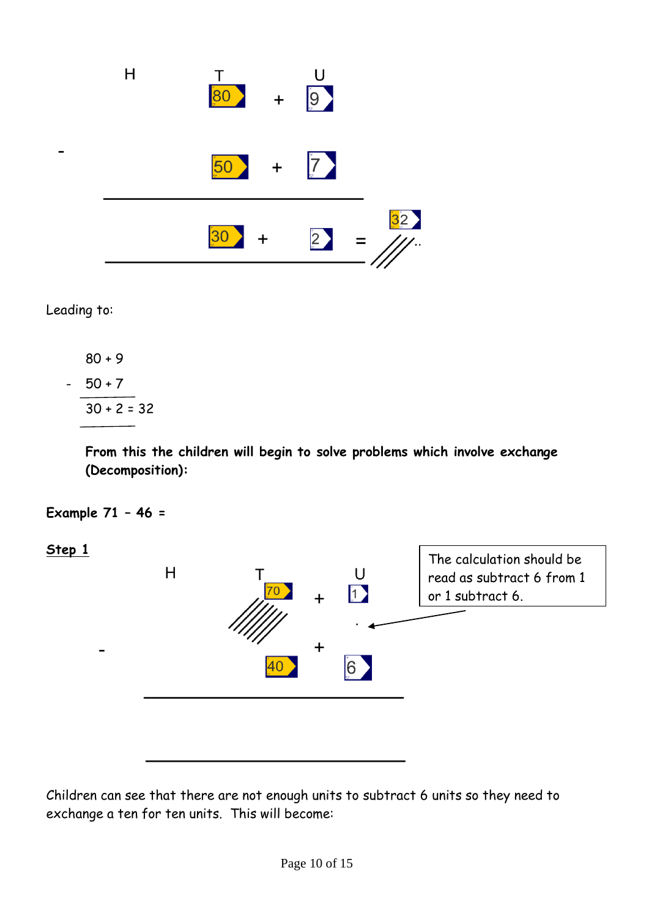| | H | T | | U | |
|---|---|---|---|---|---|
| | | 80 | + | 9 | |
| - | | 50 | + | 7 | |
| | | 30 | + | 2 | = 32 |

Leading to:

```
  80 + 9
- 50 + 7
  30 + 2 = 32
```

**From this the children will begin to solve problems which involve exchange (Decomposition):**

**Example 71 – 46 =**

**Step 1**

| | H | T | | U |
|---|---|---|---|---|
| | | 70 | + | 1 |
| - | | 40 | + | 6 |

The calculation should be read as subtract 6 from 1 or 1 subtract 6.

Children can see that there are not enough units to subtract 6 units so they need to exchange a ten for ten units. This will become: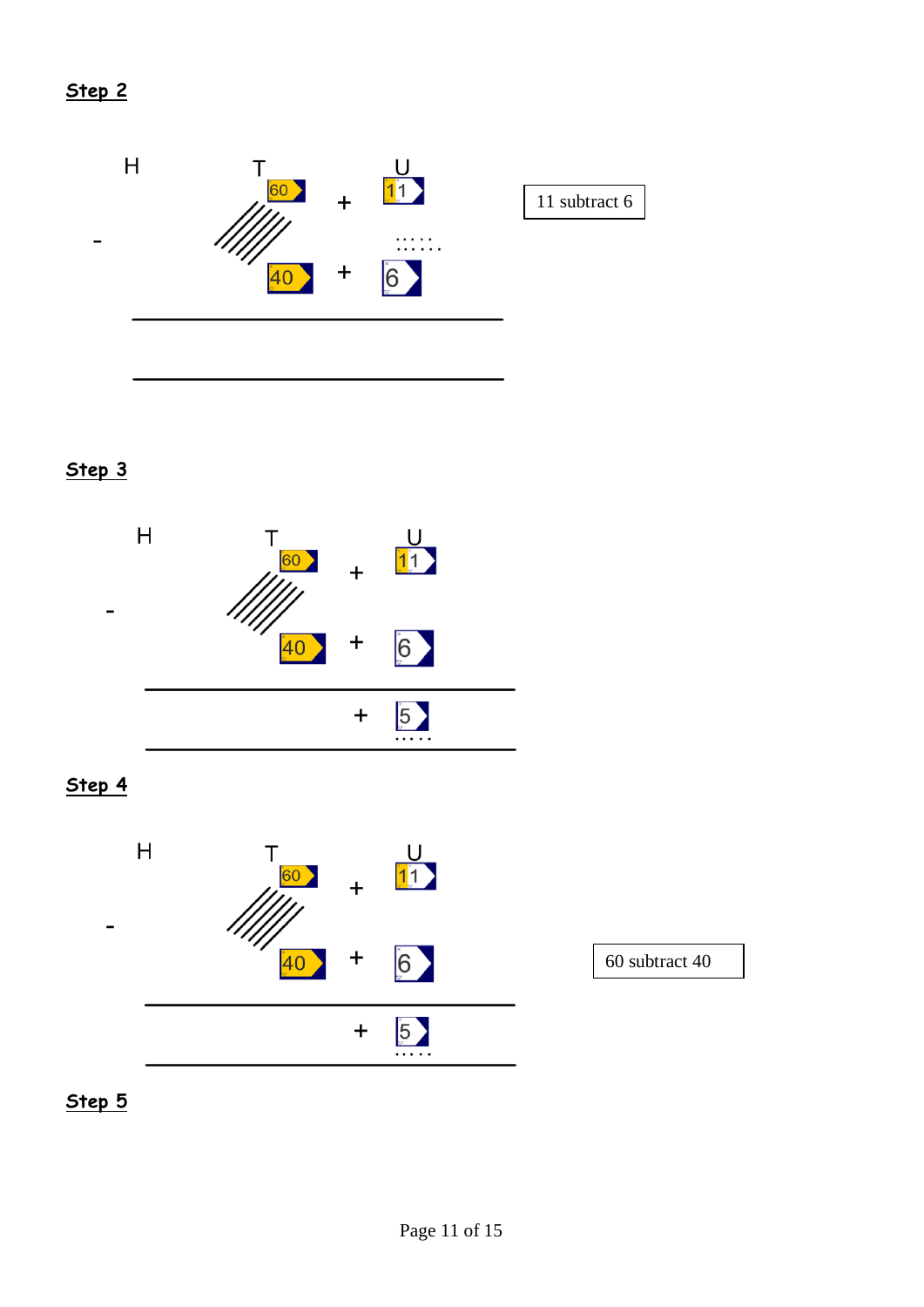**Step 2**

| | H | T | | U |
|---|---|---|---|---|
| | | 60 | + | 11 |
| - | | | | |
| | | 40 | + | 6 |

11 subtract 6

**Step 3**

| | H | T | | U |
|---|---|---|---|---|
| | | 60 | + | 11 |
| - | | | | |
| | | 40 | + | 6 |
| | | | + | 5 |

**Step 4**

| | H | T | | U |
|---|---|---|---|---|
| | | 60 | + | 11 |
| - | | | | |
| | | 40 | + | 6 |
| | | | + | 5 |

60 subtract 40

**Step 5**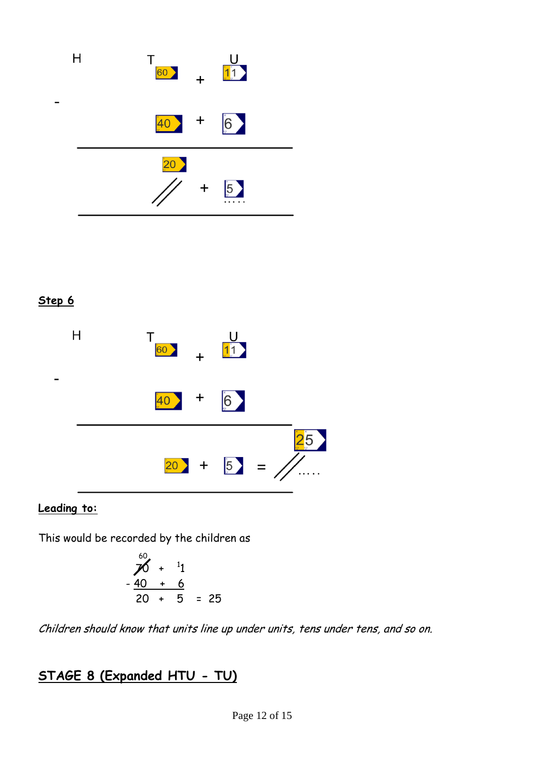H T U

60 + 11

\- 40 + 6

20

// + 5 .....

**Step 6**

H T U

60 + 11

\- 40 + 6

20 + 5 = 25 .....

**Leading to:**

This would be recorded by the children as

$$
\begin{array}{rcl}
\overset{60}{\not{7}0} & + & {}^{1}1 \\
- \underline{40} & + & \underline{6} \\
20 & + & 5 \quad = \quad 25
\end{array}
$$

*Children should know that units line up under units, tens under tens, and so on.*

## STAGE 8 (Expanded HTU - TU)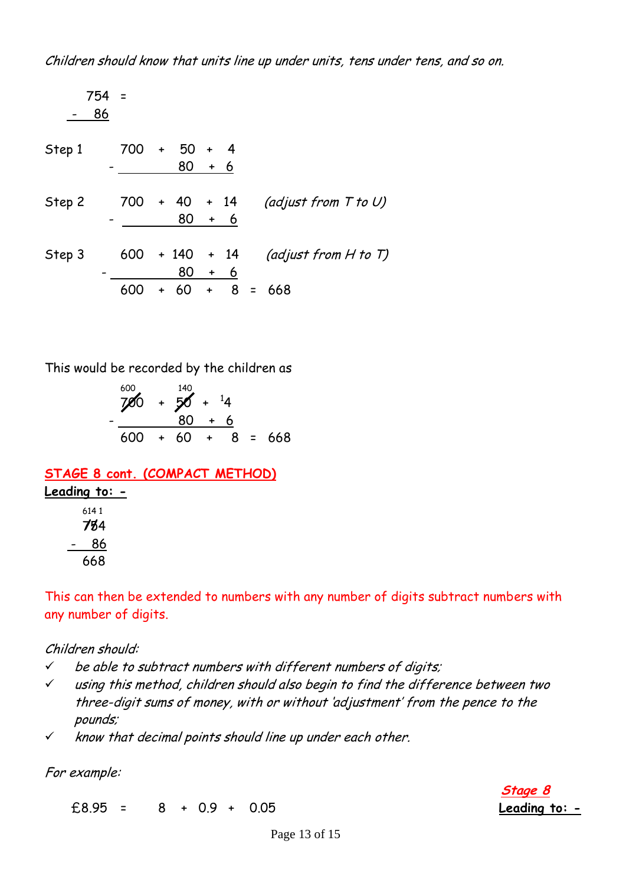*Children should know that units line up under units, tens under tens, and so on.*

```
   754  =
 -  86

Step 1      700  +  50  +  4
          -          80  +  6

Step 2      700  +  40  +  14     (adjust from T to U)
          -          80  +   6

Step 3      600  + 140  +  14     (adjust from H to T)
          -          80  +   6
            600  +  60  +   8  =  668
```

This would be recorded by the children as

```
            600        140
            7̸0̸0  +    5̸0̸  +  ¹4
          -            80  +  6
            600  +    60  +   8  =  668
```

**STAGE 8 cont. (COMPACT METHOD)**

**Leading to: -**

```
  614 1
  7̸5̸4
 -  86
   668
```

This can then be extended to numbers with any number of digits subtract numbers with any number of digits.

*Children should:*

- ✓ *be able to subtract numbers with different numbers of digits;*
- ✓ *using this method, children should also begin to find the difference between two three-digit sums of money, with or without 'adjustment' from the pence to the pounds;*
- ✓ *know that decimal points should line up under each other.*

*For example:*

£8.95 = 8 + 0.9 + 0.05

***Stage 8***

**Leading to: -**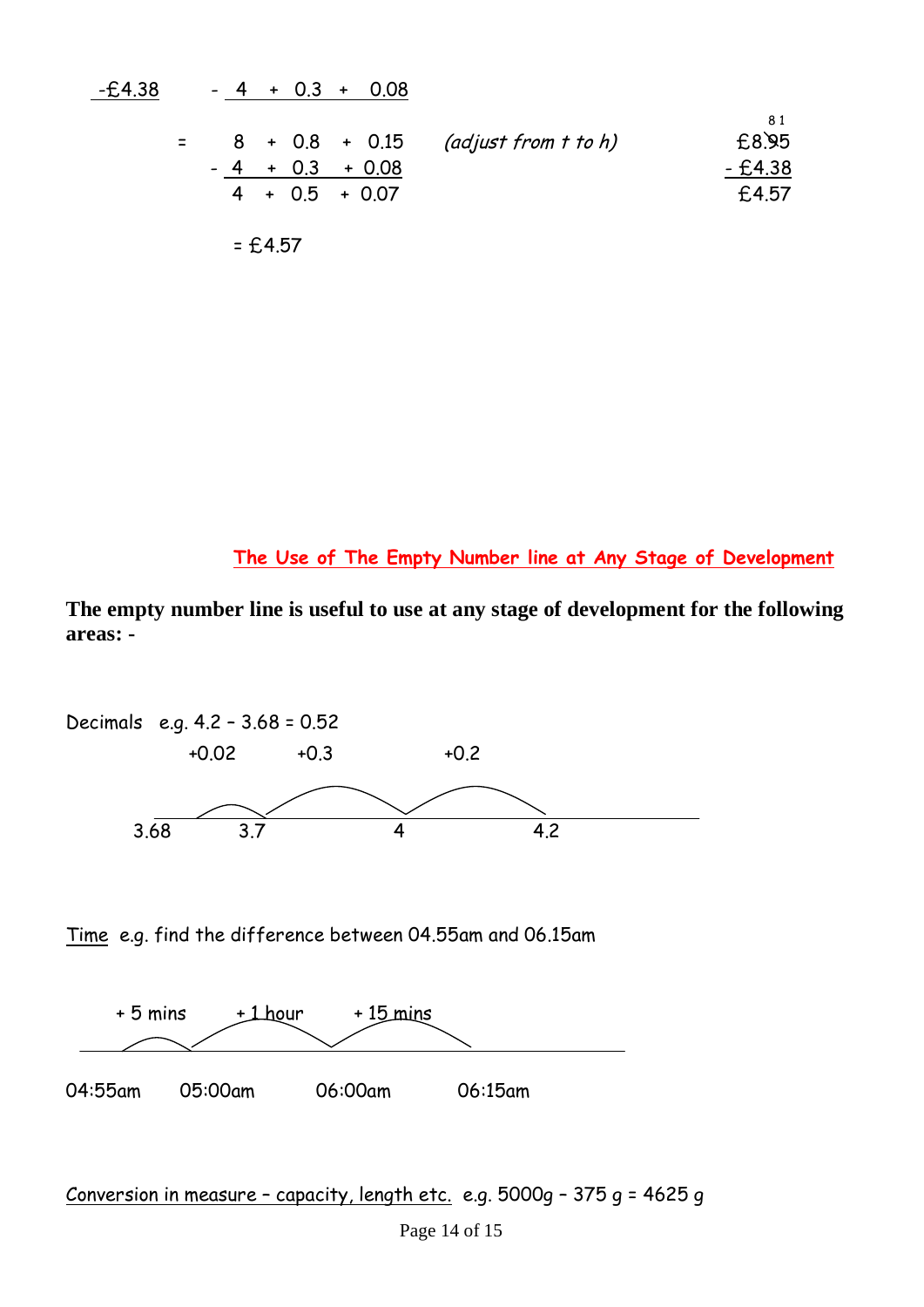```
-£4.38        -  4   +  0.3  +  0.08

          =      8   +  0.8   +  0.15     (adjust from t to h)        ⁸ ¹
                                                                    £8.95
              -  4   +  0.3   +  0.08                              - £4.38
                 4   +  0.5   +  0.07                               £4.57

                 = £4.57
```

## The Use of The Empty Number line at Any Stage of Development

**The empty number line is useful to use at any stage of development for the following areas: -**

Decimals e.g. 4.2 – 3.68 = 0.52

```
          +0.02       +0.3            +0.2
3.68         3.7            4               4.2
```

Time e.g. find the difference between 04.55am and 06.15am

```
   + 5 mins     + 1 hour      + 15 mins
04:55am     05:00am      06:00am       06:15am
```

Conversion in measure – capacity, length etc. e.g. 5000g – 375 g = 4625 g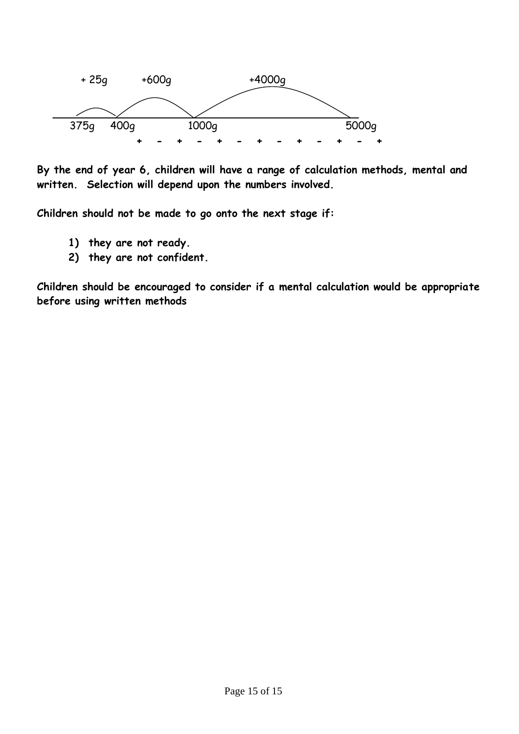+ 25g +600g +4000g

375g 400g 1000g 5000g

\+ - + - + - + - + - + - +

**By the end of year 6, children will have a range of calculation methods, mental and written. Selection will depend upon the numbers involved.**

**Children should not be made to go onto the next stage if:**

1) **they are not ready.**
2) **they are not confident.**

**Children should be encouraged to consider if a mental calculation would be appropriate before using written methods**